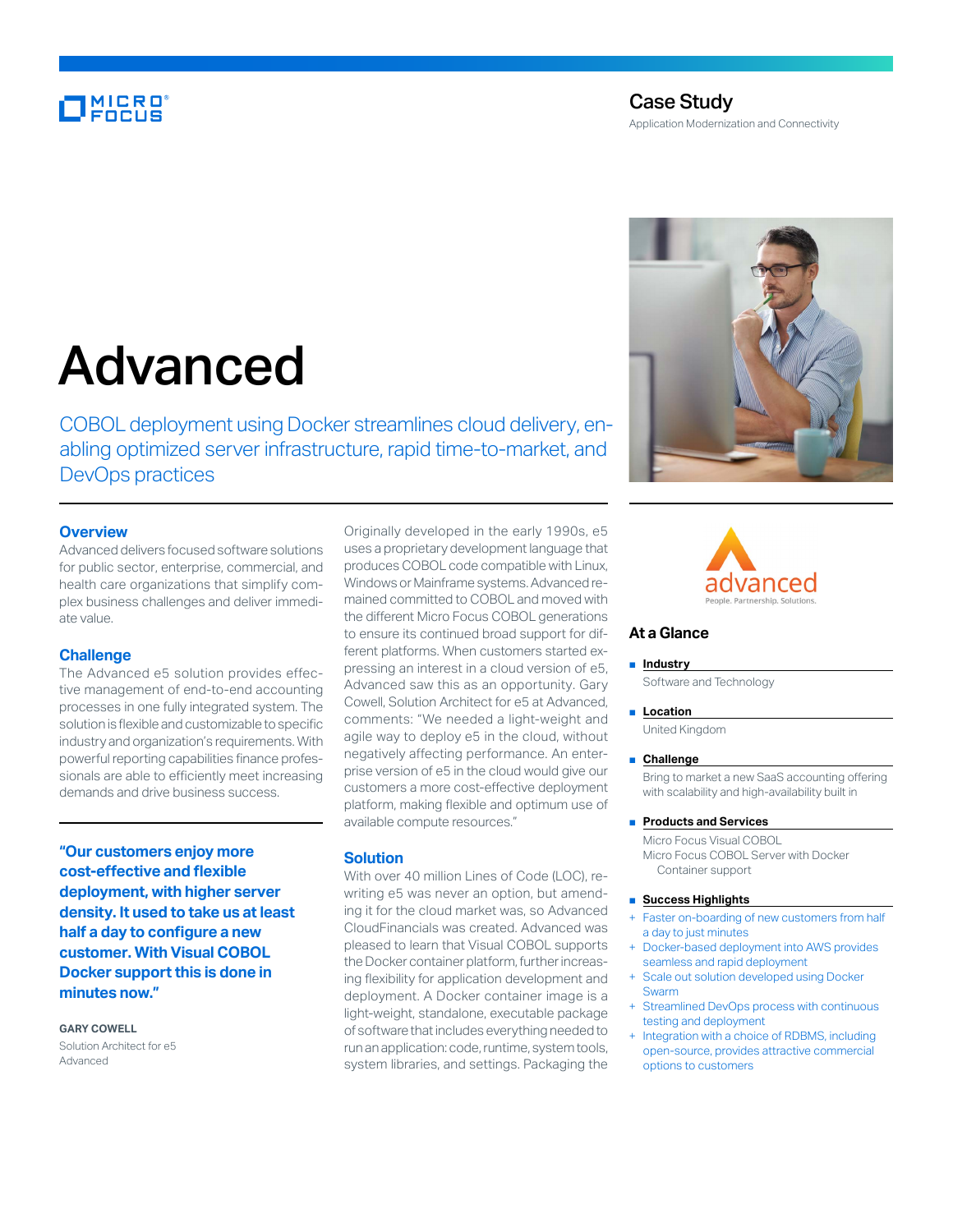Case Study

Application Modernization and Connectivity

# Advanced

COBOL deployment using Docker streamlines cloud delivery, enabling optimized server infrastructure, rapid time-to-market, and DevOps practices

## Overview

Advanced delivers focused software solutions for public sector, enterprise, commercial, and health care organizations that simplify complex business challenges and deliver immediate value.

## Challenge

The Advanced e5 solution provides effective management of end-to-end accounting processes in one fully integrated system. The solution is flexible and customizable to specific industry and organization's requirements. With powerful reporting capabilities finance professionals are able to efficiently meet increasing demands and drive business success.

**"Our customers enjoy more cost-effective and flexible deployment, with higher server density. It used to take us at least half a day to configure a new customer. With Visual COBOL Docker support this is done in minutes now."**

**GARY COWELL**
Solution Architect for e5
Advanced

Originally developed in the early 1990s, e5 uses a proprietary development language that produces COBOL code compatible with Linux, Windows or Mainframe systems. Advanced remained committed to COBOL and moved with the different Micro Focus COBOL generations to ensure its continued broad support for different platforms. When customers started expressing an interest in a cloud version of e5, Advanced saw this as an opportunity. Gary Cowell, Solution Architect for e5 at Advanced, comments: "We needed a light-weight and agile way to deploy e5 in the cloud, without negatively affecting performance. An enterprise version of e5 in the cloud would give our customers a more cost-effective deployment platform, making flexible and optimum use of available compute resources."

## Solution

With over 40 million Lines of Code (LOC), rewriting e5 was never an option, but amending it for the cloud market was, so Advanced CloudFinancials was created. Advanced was pleased to learn that Visual COBOL supports the Docker container platform, further increasing flexibility for application development and deployment. A Docker container image is a light-weight, standalone, executable package of software that includes everything needed to run an application: code, runtime, system tools, system libraries, and settings. Packaging the

## At a Glance

- **Industry**
  Software and Technology
- **Location**
  United Kingdom
- **Challenge**
  Bring to market a new SaaS accounting offering with scalability and high-availability built in
- **Products and Services**
  Micro Focus Visual COBOL
  Micro Focus COBOL Server with Docker Container support
- **Success Highlights**
  + Faster on-boarding of new customers from half a day to just minutes
  + Docker-based deployment into AWS provides seamless and rapid deployment
  + Scale out solution developed using Docker Swarm
  + Streamlined DevOps process with continuous testing and deployment
  + Integration with a choice of RDBMS, including open-source, provides attractive commercial options to customers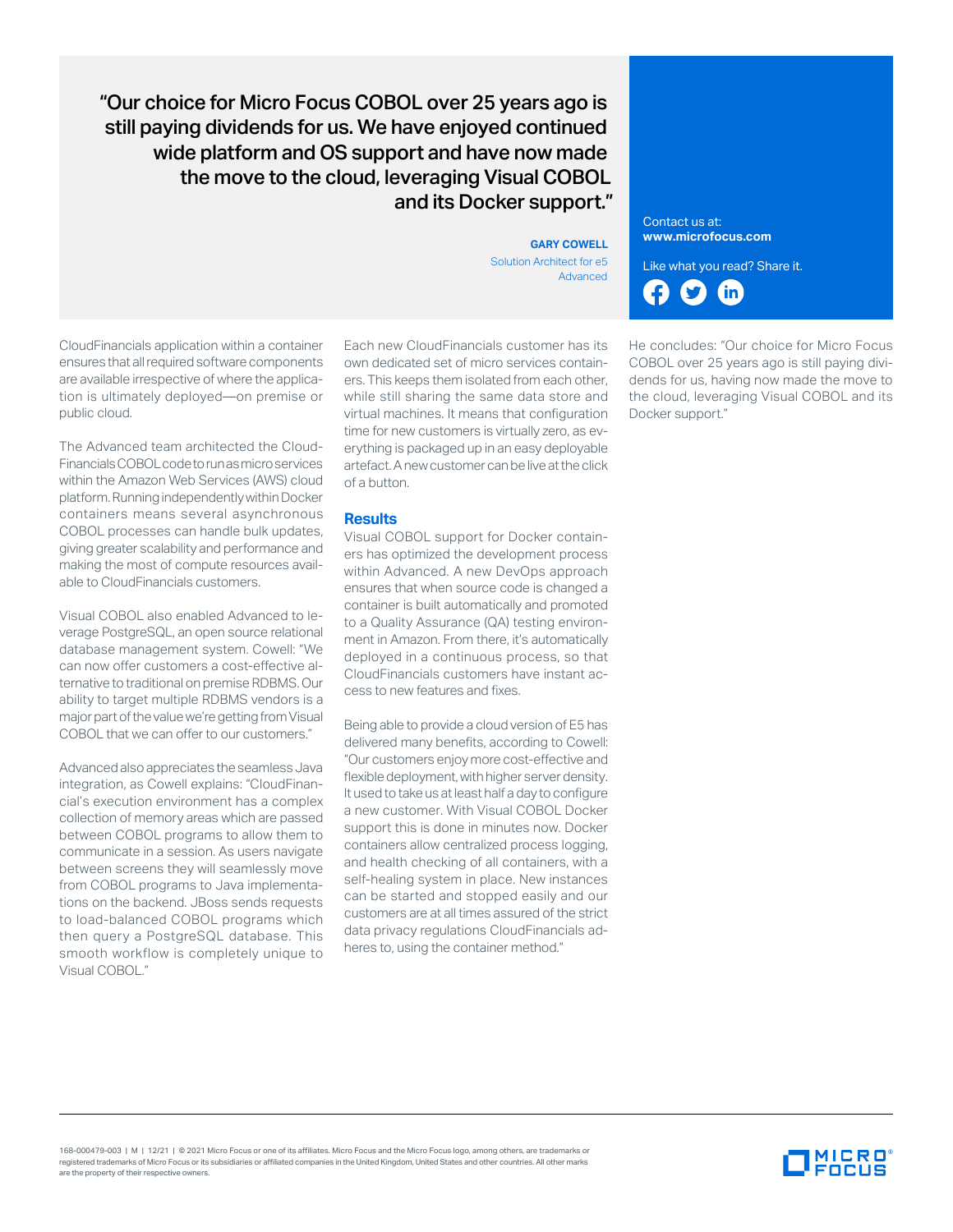> "Our choice for Micro Focus COBOL over 25 years ago is still paying dividends for us. We have enjoyed continued wide platform and OS support and have now made the move to the cloud, leveraging Visual COBOL and its Docker support."
>
> **GARY COWELL**
> Solution Architect for e5 Advanced

Contact us at:
**www.microfocus.com**

Like what you read? Share it.

CloudFinancials application within a container ensures that all required software components are available irrespective of where the application is ultimately deployed—on premise or public cloud.

The Advanced team architected the CloudFinancials COBOL code to run as micro services within the Amazon Web Services (AWS) cloud platform. Running independently within Docker containers means several asynchronous COBOL processes can handle bulk updates, giving greater scalability and performance and making the most of compute resources available to CloudFinancials customers.

Visual COBOL also enabled Advanced to leverage PostgreSQL, an open source relational database management system. Cowell: "We can now offer customers a cost-effective alternative to traditional on premise RDBMS. Our ability to target multiple RDBMS vendors is a major part of the value we're getting from Visual COBOL that we can offer to our customers."

Advanced also appreciates the seamless Java integration, as Cowell explains: "CloudFinancial's execution environment has a complex collection of memory areas which are passed between COBOL programs to allow them to communicate in a session. As users navigate between screens they will seamlessly move from COBOL programs to Java implementations on the backend. JBoss sends requests to load-balanced COBOL programs which then query a PostgreSQL database. This smooth workflow is completely unique to Visual COBOL."

Each new CloudFinancials customer has its own dedicated set of micro services containers. This keeps them isolated from each other, while still sharing the same data store and virtual machines. It means that configuration time for new customers is virtually zero, as everything is packaged up in an easy deployable artefact. A new customer can be live at the click of a button.

## Results

Visual COBOL support for Docker containers has optimized the development process within Advanced. A new DevOps approach ensures that when source code is changed a container is built automatically and promoted to a Quality Assurance (QA) testing environment in Amazon. From there, it's automatically deployed in a continuous process, so that CloudFinancials customers have instant access to new features and fixes.

Being able to provide a cloud version of E5 has delivered many benefits, according to Cowell: "Our customers enjoy more cost-effective and flexible deployment, with higher server density. It used to take us at least half a day to configure a new customer. With Visual COBOL Docker support this is done in minutes now. Docker containers allow centralized process logging, and health checking of all containers, with a self-healing system in place. New instances can be started and stopped easily and our customers are at all times assured of the strict data privacy regulations CloudFinancials adheres to, using the container method."

He concludes: "Our choice for Micro Focus COBOL over 25 years ago is still paying dividends for us, having now made the move to the cloud, leveraging Visual COBOL and its Docker support."

168-000479-003 | M | 12/21 | © 2021 Micro Focus or one of its affiliates. Micro Focus and the Micro Focus logo, among others, are trademarks or registered trademarks of Micro Focus or its subsidiaries or affiliated companies in the United Kingdom, United States and other countries. All other marks are the property of their respective owners.